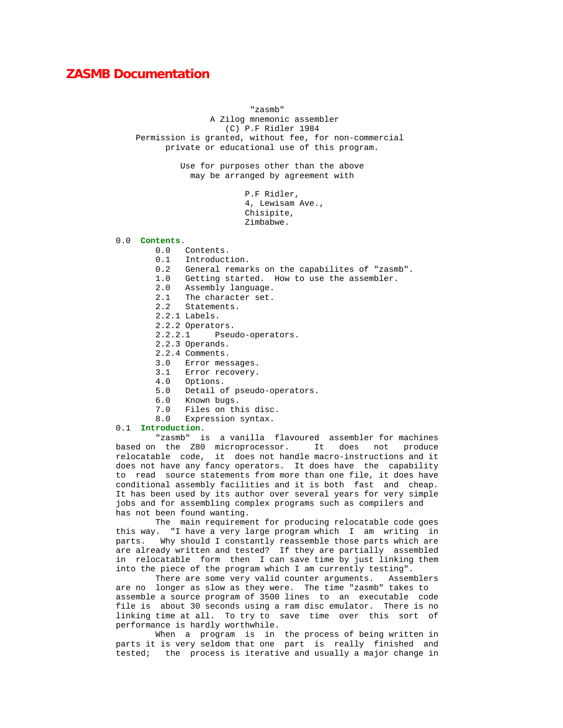# ZASMB Documentation

"zasmb"
A Zilog mnemonic assembler
(C) P.F Ridler 1984
Permission is granted, without fee, for non-commercial
private or educational use of this program.

Use for purposes other than the above
may be arranged by agreement with

P.F Ridler,
4, Lewisam Ave.,
Chisipite,
Zimbabwe.

## 0.0 Contents.

- 0.0 Contents.
- 0.1 Introduction.
- 0.2 General remarks on the capabilites of "zasmb".
- 1.0 Getting started. How to use the assembler.
- 2.0 Assembly language.
- 2.1 The character set.
- 2.2 Statements.
- 2.2.1 Labels.
- 2.2.2 Operators.
- 2.2.2.1 Pseudo-operators.
- 2.2.3 Operands.
- 2.2.4 Comments.
- 3.0 Error messages.
- 3.1 Error recovery.
- 4.0 Options.
- 5.0 Detail of pseudo-operators.
- 6.0 Known bugs.
- 7.0 Files on this disc.
- 8.0 Expression syntax.

## 0.1 Introduction.

"zasmb" is a vanilla flavoured assembler for machines based on the Z80 microprocessor. It does not produce relocatable code, it does not handle macro-instructions and it does not have any fancy operators. It does have the capability to read source statements from more than one file, it does have conditional assembly facilities and it is both fast and cheap. It has been used by its author over several years for very simple jobs and for assembling complex programs such as compilers and has not been found wanting.

The main requirement for producing relocatable code goes this way. "I have a very large program which I am writing in parts. Why should I constantly reassemble those parts which are are already written and tested? If they are partially assembled in relocatable form then I can save time by just linking them into the piece of the program which I am currently testing".

There are some very valid counter arguments. Assemblers are no longer as slow as they were. The time "zasmb" takes to assemble a source program of 3500 lines to an executable code file is about 30 seconds using a ram disc emulator. There is no linking time at all. To try to save time over this sort of performance is hardly worthwhile.

When a program is in the process of being written in parts it is very seldom that one part is really finished and tested; the process is iterative and usually a major change in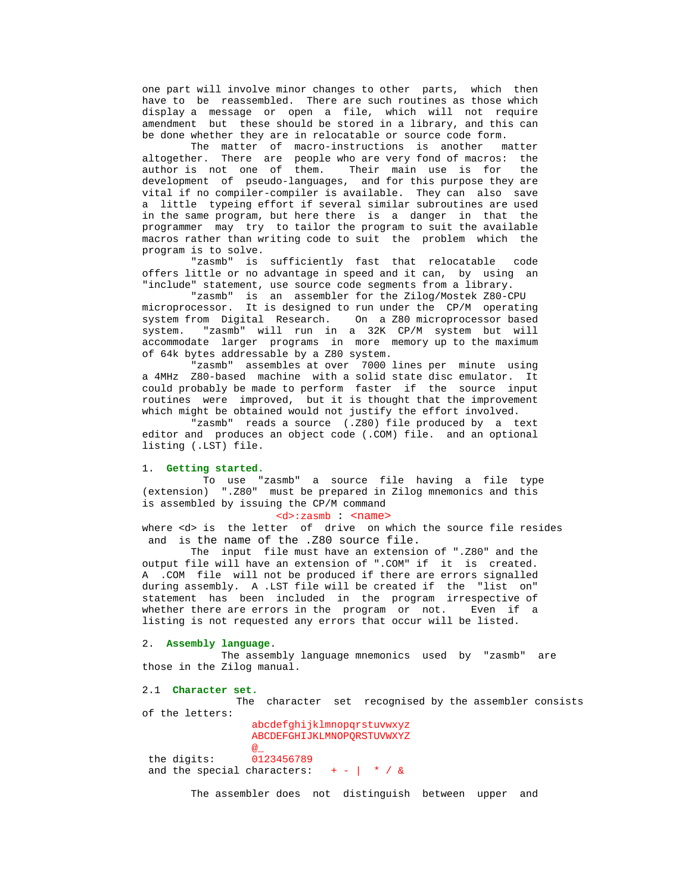one part will involve minor changes to other parts, which then have to be reassembled. There are such routines as those which display a message or open a file, which will not require amendment but these should be stored in a library, and this can be done whether they are in relocatable or source code form.

The matter of macro-instructions is another matter altogether. There are people who are very fond of macros: the author is not one of them. Their main use is for the development of pseudo-languages, and for this purpose they are vital if no compiler-compiler is available. They can also save a little typeing effort if several similar subroutines are used in the same program, but here there is a danger in that the programmer may try to tailor the program to suit the available macros rather than writing code to suit the problem which the program is to solve.

"zasmb" is sufficiently fast that relocatable code offers little or no advantage in speed and it can, by using an "include" statement, use source code segments from a library.

"zasmb" is an assembler for the Zilog/Mostek Z80-CPU microprocessor. It is designed to run under the CP/M operating system from Digital Research. On a Z80 microprocessor based system. "zasmb" will run in a 32K CP/M system but will accommodate larger programs in more memory up to the maximum of 64k bytes addressable by a Z80 system.

"zasmb" assembles at over 7000 lines per minute using a 4MHz Z80-based machine with a solid state disc emulator. It could probably be made to perform faster if the source input routines were improved, but it is thought that the improvement which might be obtained would not justify the effort involved.

"zasmb" reads a source (.Z80) file produced by a text editor and produces an object code (.COM) file. and an optional listing (.LST) file.

## 1. Getting started.

To use "zasmb" a source file having a file type (extension) ".Z80" must be prepared in Zilog mnemonics and this is assembled by issuing the CP/M command

```
<d>:zasmb : <name>
```

where <d> is the letter of drive on which the source file resides and is the name of the .Z80 source file.

The input file must have an extension of ".Z80" and the output file will have an extension of ".COM" if it is created. A .COM file will not be produced if there are errors signalled during assembly. A .LST file will be created if the "list on" statement has been included in the program irrespective of whether there are errors in the program or not. Even if a listing is not requested any errors that occur will be listed.

## 2. Assembly language.

The assembly language mnemonics used by "zasmb" are those in the Zilog manual.

### 2.1 Character set.

The character set recognised by the assembler consists of the letters:

```
abcdefghijklmnopqrstuvwxyz
ABCDEFGHIJKLMNOPQRSTUVWXYZ
@_
```

the digits: 0123456789

and the special characters: + - | * / &

The assembler does not distinguish between upper and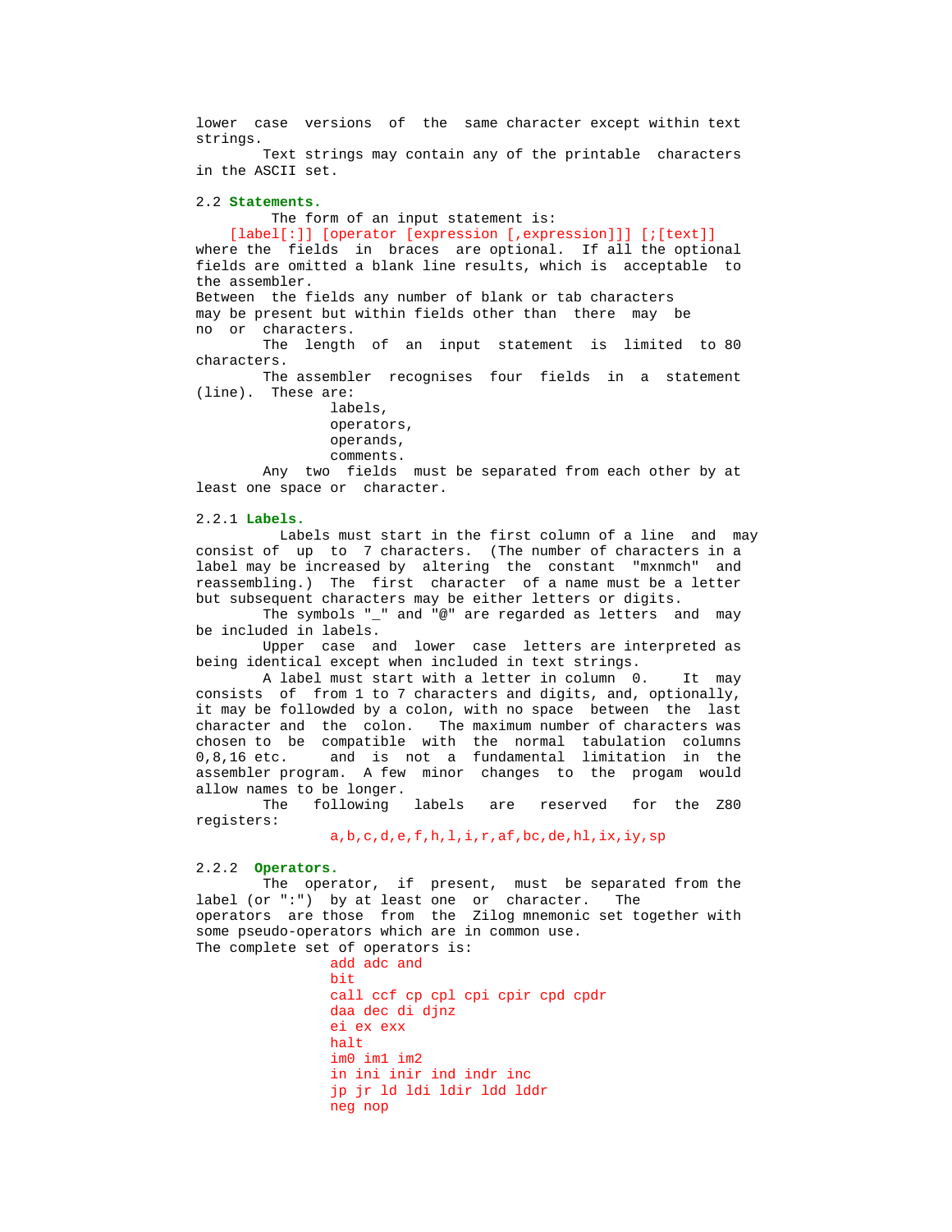lower case versions of the same character except within text strings.

Text strings may contain any of the printable characters in the ASCII set.

## 2.2 **Statements.**

The form of an input statement is:

```
[label[:]] [operator [expression [,expression]]] [;[text]]
```

where the fields in braces are optional. If all the optional fields are omitted a blank line results, which is acceptable to the assembler.

Between the fields any number of blank or tab characters may be present but within fields other than there may be no or characters.

The length of an input statement is limited to 80 characters.

The assembler recognises four fields in a statement (line). These are:

- labels,
- operators,
- operands,
- comments.

Any two fields must be separated from each other by at least one space or character.

### 2.2.1 **Labels.**

Labels must start in the first column of a line and may consist of up to 7 characters. (The number of characters in a label may be increased by altering the constant "mxnmch" and reassembling.) The first character of a name must be a letter but subsequent characters may be either letters or digits.

The symbols "_" and "@" are regarded as letters and may be included in labels.

Upper case and lower case letters are interpreted as being identical except when included in text strings.

A label must start with a letter in column 0. It may consists of from 1 to 7 characters and digits, and, optionally, it may be followded by a colon, with no space between the last character and the colon. The maximum number of characters was chosen to be compatible with the normal tabulation columns 0,8,16 etc. and is not a fundamental limitation in the assembler program. A few minor changes to the progam would allow names to be longer.

The following labels are reserved for the Z80 registers:

```
a,b,c,d,e,f,h,l,i,r,af,bc,de,hl,ix,iy,sp
```

### 2.2.2 **Operators.**

The operator, if present, must be separated from the label (or ":") by at least one or character. The operators are those from the Zilog mnemonic set together with some pseudo-operators which are in common use.

The complete set of operators is:

```
add adc and
bit
call ccf cp cpl cpi cpir cpd cpdr
daa dec di djnz
ei ex exx
halt
im0 im1 im2
in ini inir ind indr inc
jp jr ld ldi ldir ldd lddr
neg nop
```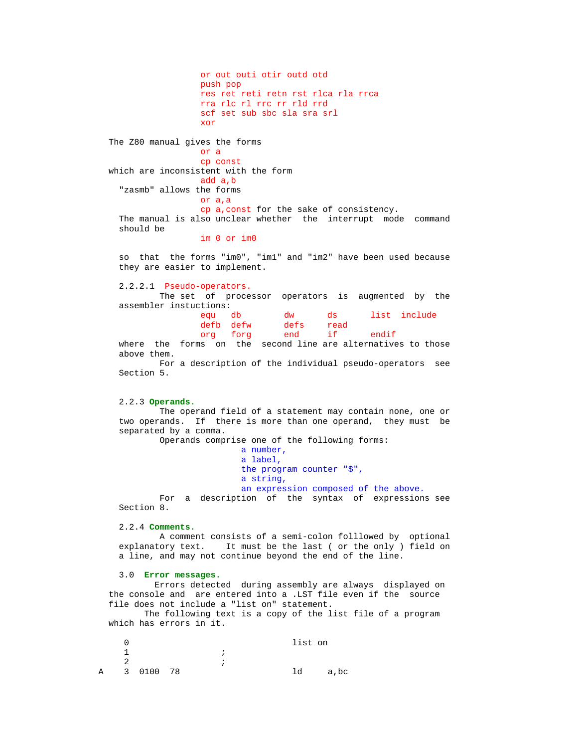```
or out outi otir outd otd
push pop
res ret reti retn rst rlca rla rrca
rra rlc rl rrc rr rld rrd
scf set sub sbc sla sra srl
xor
```

The Z80 manual gives the forms

```
or a
cp const
```

which are inconsistent with the form

```
add a,b
```

"zasmb" allows the forms

```
or a,a
cp a,const
```

for the sake of consistency.

The manual is also unclear whether the interrupt mode command should be

```
im 0 or im0
```

so that the forms "im0", "im1" and "im2" have been used because they are easier to implement.

#### 2.2.2.1 Pseudo-operators.

The set of processor operators is augmented by the assembler instuctions:

```
equ   db     dw    ds    list  include
defb  defw   defs  read
org   forg   end   if    endif
```

where the forms on the second line are alternatives to those above them.

For a description of the individual pseudo-operators see Section 5.

### 2.2.3 Operands.

The operand field of a statement may contain none, one or two operands. If there is more than one operand, they must be separated by a comma.

Operands comprise one of the following forms:

- a number,
- a label,
- the program counter "$",
- a string,
- an expression composed of the above.

For a description of the syntax of expressions see Section 8.

### 2.2.4 Comments.

A comment consists of a semi-colon folllowed by optional explanatory text. It must be the last ( or the only ) field on a line, and may not continue beyond the end of the line.

## 3.0 Error messages.

Errors detected during assembly are always displayed on the console and are entered into a .LST file even if the source file does not include a "list on" statement.

The following text is a copy of the list file of a program which has errors in it.

```
    0                                list on
    1                  ;
    2                  ;
A   3  0100  78                      ld     a,bc
```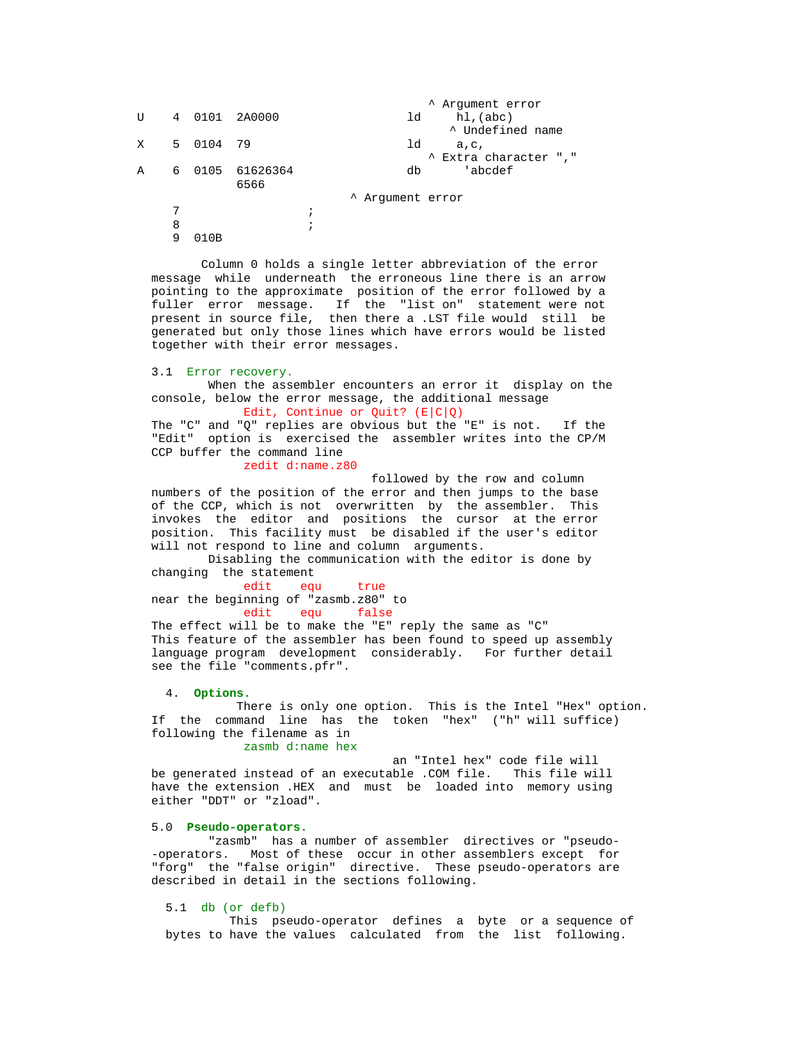```
                                      ^ Argument error
U    4  0101  2A0000                ld     hl,(abc)
                                          ^ Undefined name
X    5  0104  79                    ld     a,c,
                                       ^ Extra character ","
A    6  0105  61626364              db      'abcdef
              6566
                              ^ Argument error
     7                  ;
     8                  ;
     9  010B
```

Column 0 holds a single letter abbreviation of the error message while underneath the erroneous line there is an arrow pointing to the approximate position of the error followed by a fuller error message. If the "list on" statement were not present in source file, then there a .LST file would still be generated but only those lines which have errors would be listed together with their error messages.

### 3.1 Error recovery.

When the assembler encounters an error it display on the console, below the error message, the additional message

```
Edit, Continue or Quit? (E|C|Q)
```

The "C" and "Q" replies are obvious but the "E" is not. If the "Edit" option is exercised the assembler writes into the CP/M CCP buffer the command line

```
zedit d:name.z80
```

followed by the row and column numbers of the position of the error and then jumps to the base of the CCP, which is not overwritten by the assembler. This invokes the editor and positions the cursor at the error position. This facility must be disabled if the user's editor will not respond to line and column arguments.

Disabling the communication with the editor is done by changing the statement

```
edit    equ     true
```

near the beginning of "zasmb.z80" to

```
edit    equ     false
```

The effect will be to make the "E" reply the same as "C"
This feature of the assembler has been found to speed up assembly language program development considerably. For further detail see the file "comments.pfr".

## 4. Options.

There is only one option. This is the Intel "Hex" option. If the command line has the token "hex" ("h" will suffice) following the filename as in

```
zasmb d:name hex
```

an "Intel hex" code file will be generated instead of an executable .COM file. This file will have the extension .HEX and must be loaded into memory using either "DDT" or "zload".

## 5.0 Pseudo-operators.

"zasmb" has a number of assembler directives or "pseudo--operators. Most of these occur in other assemblers except for "forg" the "false origin" directive. These pseudo-operators are described in detail in the sections following.

### 5.1 db (or defb)

This pseudo-operator defines a byte or a sequence of bytes to have the values calculated from the list following.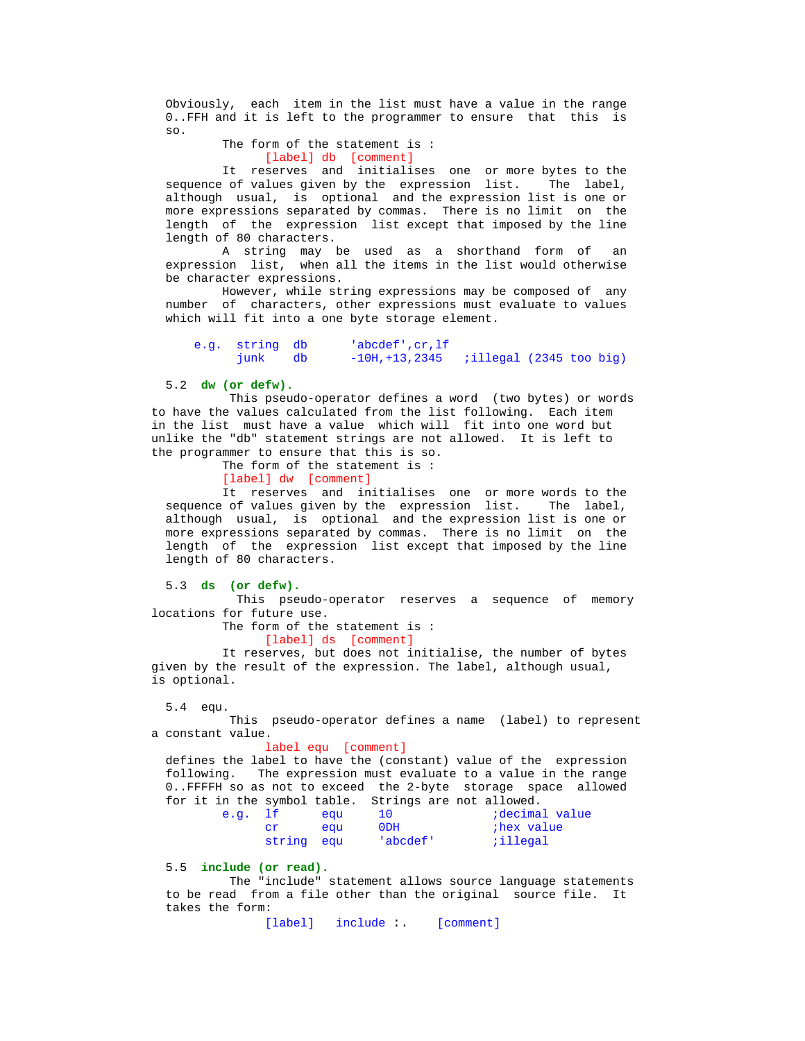Obviously, each item in the list must have a value in the range 0..FFH and it is left to the programmer to ensure that this is so.

The form of the statement is :

```
[label] db  [comment]
```

It reserves and initialises one or more bytes to the sequence of values given by the expression list. The label, although usual, is optional and the expression list is one or more expressions separated by commas. There is no limit on the length of the expression list except that imposed by the line length of 80 characters.

A string may be used as a shorthand form of an expression list, when all the items in the list would otherwise be character expressions.

However, while string expressions may be composed of any number of characters, other expressions must evaluate to values which will fit into a one byte storage element.

```
e.g.  string  db      'abcdef',cr,lf
      junk    db      -10H,+13,2345   ;illegal (2345 too big)
```

## 5.2 **dw (or defw).**

This pseudo-operator defines a word (two bytes) or words to have the values calculated from the list following. Each item in the list must have a value which will fit into one word but unlike the "db" statement strings are not allowed. It is left to the programmer to ensure that this is so.

The form of the statement is :

```
[label] dw  [comment]
```

It reserves and initialises one or more words to the sequence of values given by the expression list. The label, although usual, is optional and the expression list is one or more expressions separated by commas. There is no limit on the length of the expression list except that imposed by the line length of 80 characters.

## 5.3 **ds (or defw).**

This pseudo-operator reserves a sequence of memory locations for future use.

The form of the statement is :

```
[label] ds  [comment]
```

It reserves, but does not initialise, the number of bytes given by the result of the expression. The label, although usual, is optional.

## 5.4 equ.

This pseudo-operator defines a name (label) to represent a constant value.

```
label equ  [comment]
```

defines the label to have the (constant) value of the expression following. The expression must evaluate to a value in the range 0..FFFFH so as not to exceed the 2-byte storage space allowed for it in the symbol table. Strings are not allowed.

```
e.g.  lf      equ     10              ;decimal value
      cr      equ     0DH             ;hex value
      string  equ     'abcdef'        ;illegal
```

## 5.5 **include (or read).**

The "include" statement allows source language statements to be read from a file other than the original source file. It takes the form:

```
[label]   include :.    [comment]
```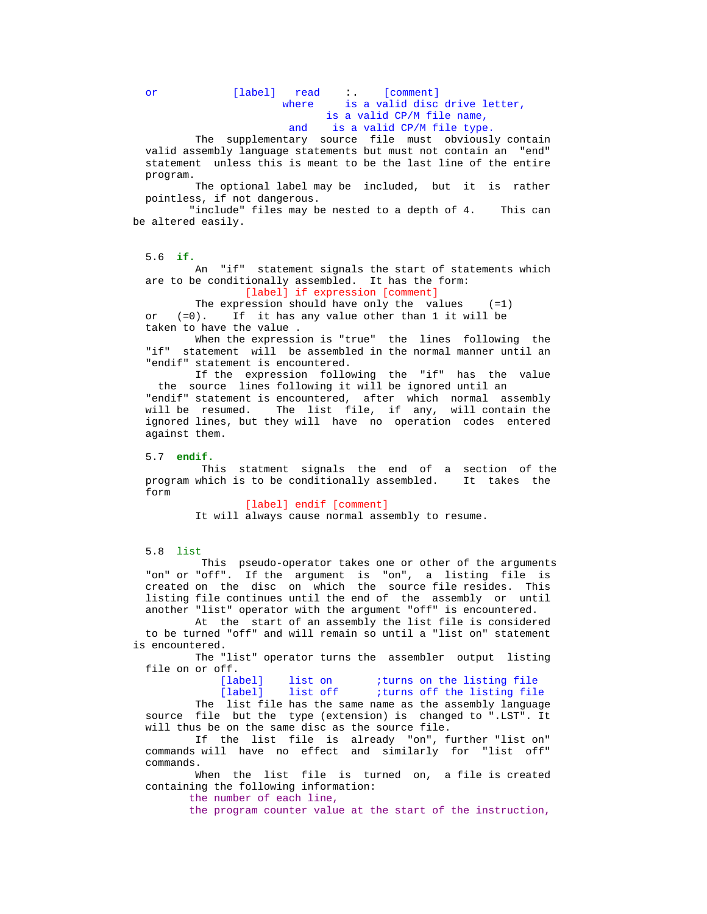or [label] read :. [comment]
where is a valid disc drive letter,
is a valid CP/M file name,
and is a valid CP/M file type.

The supplementary source file must obviously contain valid assembly language statements but must not contain an "end" statement unless this is meant to be the last line of the entire program.

The optional label may be included, but it is rather pointless, if not dangerous.

"include" files may be nested to a depth of 4. This can be altered easily.

## 5.6 **if.**

An "if" statement signals the start of statements which are to be conditionally assembled. It has the form:

```
[label] if expression [comment]
```

The expression should have only the values (=1) or (=0). If it has any value other than 1 it will be taken to have the value .

When the expression is "true" the lines following the "if" statement will be assembled in the normal manner until an "endif" statement is encountered.

If the expression following the "if" has the value the source lines following it will be ignored until an "endif" statement is encountered, after which normal assembly will be resumed. The list file, if any, will contain the ignored lines, but they will have no operation codes entered against them.

## 5.7 **endif.**

This statment signals the end of a section of the program which is to be conditionally assembled. It takes the form

```
[label] endif [comment]
```

It will always cause normal assembly to resume.

## 5.8 list

This pseudo-operator takes one or other of the arguments "on" or "off". If the argument is "on", a listing file is created on the disc on which the source file resides. This listing file continues until the end of the assembly or until another "list" operator with the argument "off" is encountered.

At the start of an assembly the list file is considered to be turned "off" and will remain so until a "list on" statement is encountered.

The "list" operator turns the assembler output listing file on or off.

```
[label]    list on       ;turns on the listing file
[label]    list off      ;turns off the listing file
```

The list file has the same name as the assembly language source file but the type (extension) is changed to ".LST". It will thus be on the same disc as the source file.

If the list file is already "on", further "list on" commands will have no effect and similarly for "list off" commands.

When the list file is turned on, a file is created containing the following information:

the number of each line,
the program counter value at the start of the instruction,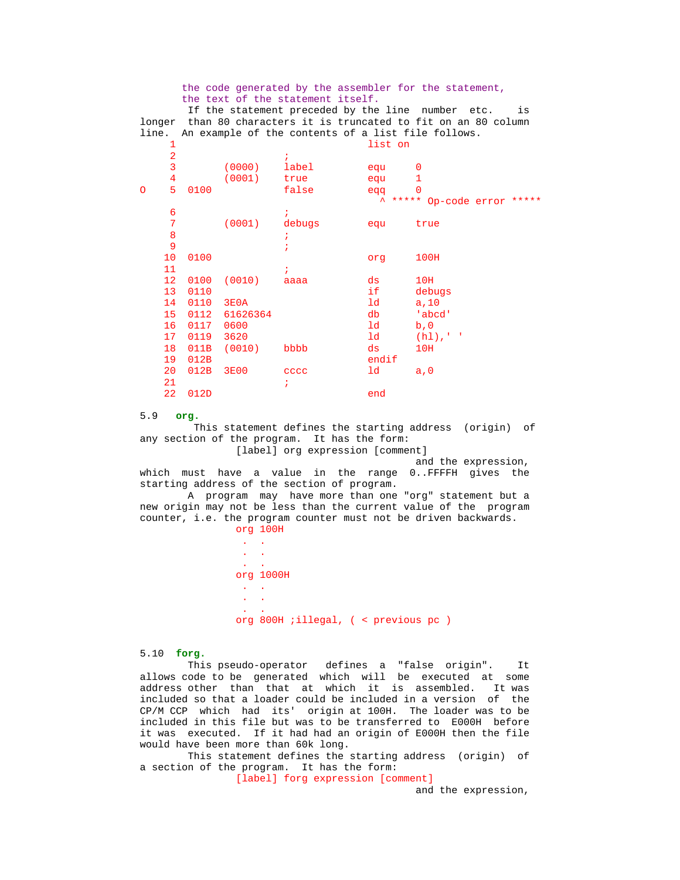the code generated by the assembler for the statement,
the text of the statement itself.

If the statement preceded by the line number etc. is longer than 80 characters it is truncated to fit on an 80 column line. An example of the contents of a list file follows.

```
     1                           list on
     2               ;
     3        (0000)    label    equ     0
     4        (0001)    true     equ     1
O    5  0100            false    eqq     0
                                   ^ ***** Op-code error *****
     6               ;
     7        (0001)    debugs   equ     true
     8               ;
     9               ;
    10  0100                     org     100H
    11               ;
    12  0100  (0010)    aaaa     ds      10H
    13  0110                     if      debugs
    14  0110  3E0A               ld      a,10
    15  0112  61626364           db      'abcd'
    16  0117  0600               ld      b,0
    17  0119  3620               ld      (hl),' '
    18  011B  (0010)    bbbb     ds      10H
    19  012B                     endif
    20  012B  3E00      cccc     ld      a,0
    21               ;
    22  012D                     end
```

## 5.9 **org.**

This statement defines the starting address (origin) of any section of the program. It has the form:

```
[label] org expression [comment]
```

and the expression, which must have a value in the range 0..FFFFH gives the starting address of the section of program.

A program may have more than one "org" statement but a new origin may not be less than the current value of the program counter, i.e. the program counter must not be driven backwards.

```
org 100H
 .  .
 .  .
 .  .
org 1000H
 .  .
 .  .
 .  .
org 800H ;illegal, ( < previous pc )
```

## 5.10 **forg.**

This pseudo-operator defines a "false origin". It allows code to be generated which will be executed at some address other than that at which it is assembled. It was included so that a loader could be included in a version of the CP/M CCP which had its' origin at 100H. The loader was to be included in this file but was to be transferred to E000H before it was executed. If it had had an origin of E000H then the file would have been more than 60k long.

This statement defines the starting address (origin) of a section of the program. It has the form:

```
[label] forg expression [comment]
```

and the expression,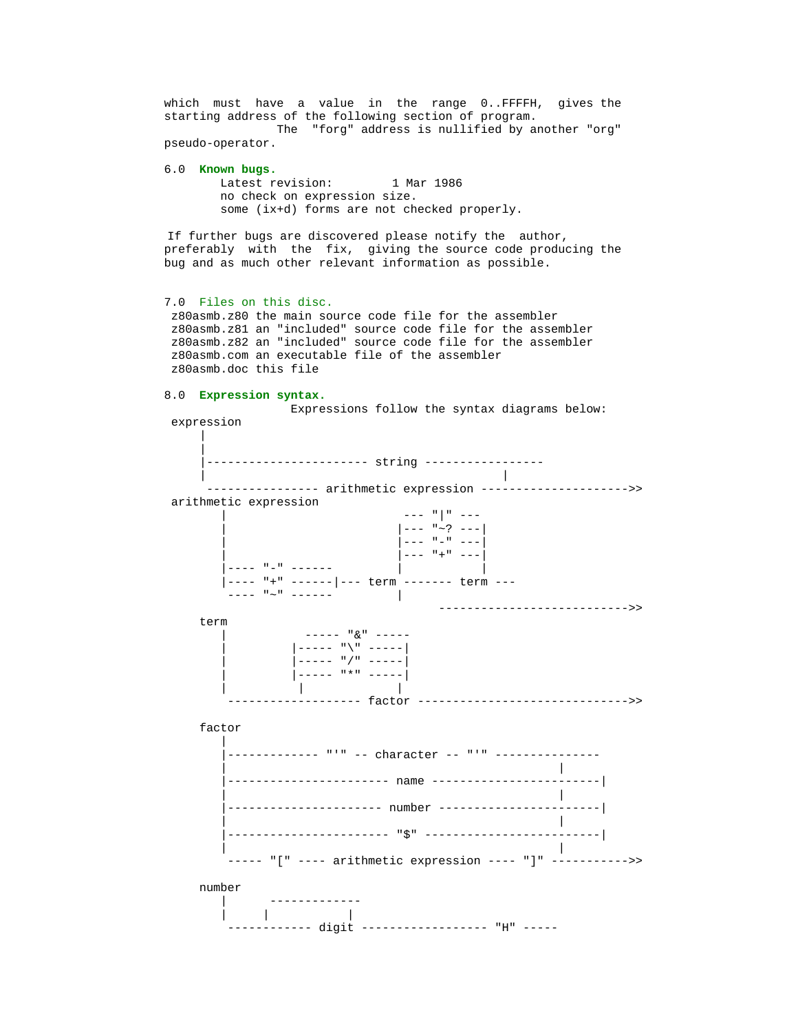which must have a value in the range 0..FFFFH, gives the starting address of the following section of program. The "forg" address is nullified by another "org" pseudo-operator.

## 6.0 **Known bugs.**

```
        Latest revision:        1 Mar 1986
        no check on expression size.
        some (ix+d) forms are not checked properly.
```

If further bugs are discovered please notify the author, preferably with the fix, giving the source code producing the bug and as much other relevant information as possible.

## 7.0 Files on this disc.

```
 z80asmb.z80 the main source code file for the assembler
 z80asmb.z81 an "included" source code file for the assembler
 z80asmb.z82 an "included" source code file for the assembler
 z80asmb.com an executable file of the assembler
 z80asmb.doc this file
```

## 8.0 **Expression syntax.**

Expressions follow the syntax diagrams below:

```
 expression
     |
     |
     |----------------------- string -----------------
     |                                           |
      ---------------- arithmetic expression --------------------->>
 arithmetic expression
        |                         --- "|" ---
        |                        |--- "~? ---|
        |                        |--- "-" ---|
        |                        |--- "+" ---|
        |---- "-" ------         |           |
        |---- "+" ------|--- term ------- term ---
         ---- "~" ------         |
                                      -------------------------->>
    term
        |           ----- "&" -----
        |         |----- "\" -----|
        |         |----- "/" -----|
        |         |----- "*" -----|
        |          |              |
         ------------------ factor ----------------------------->>

    factor
        |
        |------------- "'" -- character -- "'" ---------------
        |                                                |
        |----------------------- name -----------------------|
        |                                                |
        |---------------------- number ----------------------|
        |                                                |
        |----------------------- "$" ------------------------|
        |                                                |
         ----- "[" ---- arithmetic expression ---- "]" ---------->>

    number
        |      -------------
        |     |           |
         ------------ digit ------------------ "H" -----
```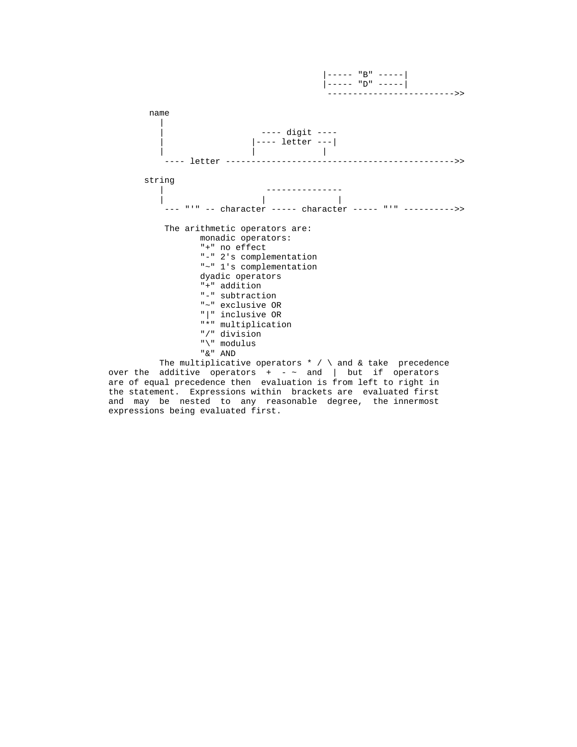```
                                    |----- "B" -----|
                                    |----- "D" -----|
                                     ------------------------->>

        name
          |
          |                  ---- digit ----
          |                 |---- letter ---|
          |                 |               |
           ---- letter --------------------------------------------->>

       string
          |                   ---------------
          |                  |               |
           --- "'" -- character ----- character ----- "'" ---------->>
```

The arithmetic operators are:

monadic operators:

"+" no effect
"-" 2's complementation
"~" 1's complementation

dyadic operators

"+" addition
"-" subtraction
"~" exclusive OR
"|" inclusive OR
"*" multiplication
"/" division
"\" modulus
"&" AND

The multiplicative operators * / \ and & take precedence over the additive operators + - ~ and | but if operators are of equal precedence then evaluation is from left to right in the statement. Expressions within brackets are evaluated first and may be nested to any reasonable degree, the innermost expressions being evaluated first.